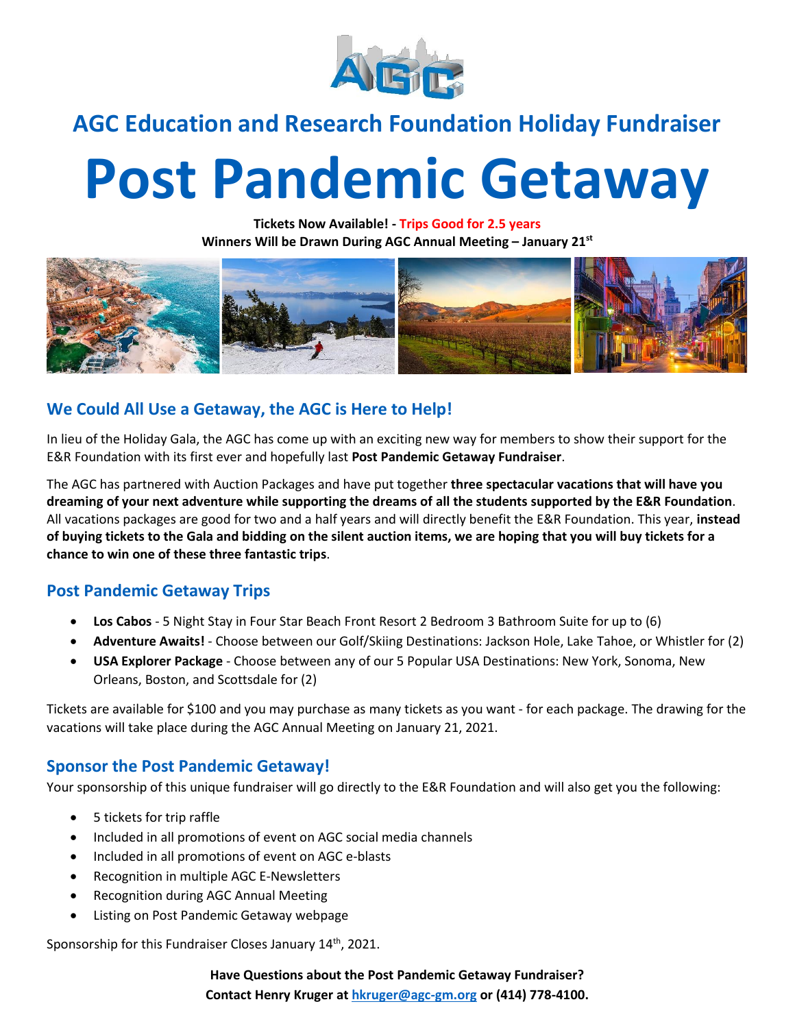# AGC Education and Research Foundation Holiday Fundraiser

# Post Pandemic Getaway

**Tickets Now Available! - Trips Good for 2.5 years**
**Winners Will be Drawn During AGC Annual Meeting – January 21st**

## We Could All Use a Getaway, the AGC is Here to Help!

In lieu of the Holiday Gala, the AGC has come up with an exciting new way for members to show their support for the E&R Foundation with its first ever and hopefully last **Post Pandemic Getaway Fundraiser**.

The AGC has partnered with Auction Packages and have put together **three spectacular vacations that will have you dreaming of your next adventure while supporting the dreams of all the students supported by the E&R Foundation**. All vacations packages are good for two and a half years and will directly benefit the E&R Foundation. This year, **instead of buying tickets to the Gala and bidding on the silent auction items, we are hoping that you will buy tickets for a chance to win one of these three fantastic trips**.

## Post Pandemic Getaway Trips

- **Los Cabos** - 5 Night Stay in Four Star Beach Front Resort 2 Bedroom 3 Bathroom Suite for up to (6)
- **Adventure Awaits!** - Choose between our Golf/Skiing Destinations: Jackson Hole, Lake Tahoe, or Whistler for (2)
- **USA Explorer Package** - Choose between any of our 5 Popular USA Destinations: New York, Sonoma, New Orleans, Boston, and Scottsdale for (2)

Tickets are available for $100 and you may purchase as many tickets as you want - for each package. The drawing for the vacations will take place during the AGC Annual Meeting on January 21, 2021.

## Sponsor the Post Pandemic Getaway!

Your sponsorship of this unique fundraiser will go directly to the E&R Foundation and will also get you the following:

- 5 tickets for trip raffle
- Included in all promotions of event on AGC social media channels
- Included in all promotions of event on AGC e-blasts
- Recognition in multiple AGC E-Newsletters
- Recognition during AGC Annual Meeting
- Listing on Post Pandemic Getaway webpage

Sponsorship for this Fundraiser Closes January 14th, 2021.

**Have Questions about the Post Pandemic Getaway Fundraiser?**
**Contact Henry Kruger at hkruger@agc-gm.org or (414) 778-4100.**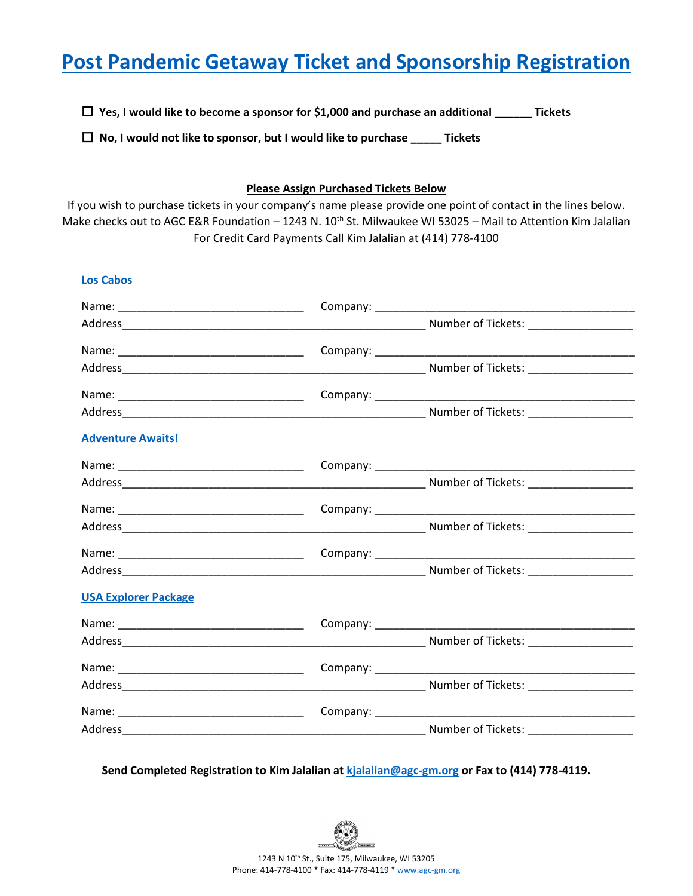# Post Pandemic Getaway Ticket and Sponsorship Registration

☐ **Yes, I would like to become a sponsor for $1,000 and purchase an additional ______ Tickets**

☐ **No, I would not like to sponsor, but I would like to purchase _____ Tickets**

**Please Assign Purchased Tickets Below**

If you wish to purchase tickets in your company's name please provide one point of contact in the lines below.
Make checks out to AGC E&R Foundation – 1243 N. 10th St. Milwaukee WI 53025 – Mail to Attention Kim Jalalian
For Credit Card Payments Call Kim Jalalian at (414) 778-4100

### Los Cabos

Name: ______________________________ Company: __________________________________________
Address__________________________________________________ Number of Tickets: ________________

Name: ______________________________ Company: __________________________________________
Address__________________________________________________ Number of Tickets: ________________

Name: ______________________________ Company: __________________________________________
Address__________________________________________________ Number of Tickets: ________________

### Adventure Awaits!

Name: ______________________________ Company: __________________________________________
Address__________________________________________________ Number of Tickets: ________________

Name: ______________________________ Company: __________________________________________
Address__________________________________________________ Number of Tickets: ________________

Name: ______________________________ Company: __________________________________________
Address__________________________________________________ Number of Tickets: ________________

### USA Explorer Package

Name: ______________________________ Company: __________________________________________
Address__________________________________________________ Number of Tickets: ________________

Name: ______________________________ Company: __________________________________________
Address__________________________________________________ Number of Tickets: ________________

Name: ______________________________ Company: __________________________________________
Address__________________________________________________ Number of Tickets: ________________

**Send Completed Registration to Kim Jalalian at kjalalian@agc-gm.org or Fax to (414) 778-4119.**

1243 N 10th St., Suite 175, Milwaukee, WI 53205
Phone: 414-778-4100 * Fax: 414-778-4119 * www.agc-gm.org